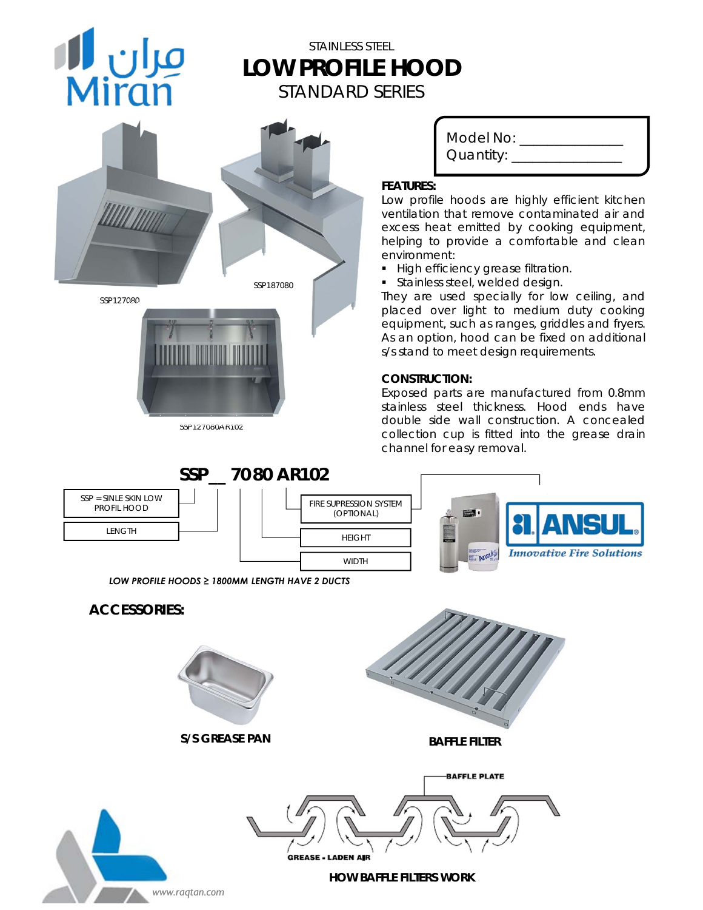مران
Miran

STAINLESS STEEL

# LOW PROFILE HOOD

STANDARD SERIES

SSP127080

SSP187080

SSP127080AR102

Model No: _______________
Quantity: _______________

**FEATURES:**

Low profile hoods are highly efficient kitchen ventilation that remove contaminated air and excess heat emitted by cooking equipment, helping to provide a comfortable and clean environment:

- High efficiency grease filtration.
- Stainless steel, welded design.

They are used specially for low ceiling, and placed over light to medium duty cooking equipment, such as ranges, griddles and fryers. As an option, hood can be fixed on additional s/s stand to meet design requirements.

**CONSTRUCTION:**

Exposed parts are manufactured from 0.8mm stainless steel thickness. Hood ends have double side wall construction. A concealed collection cup is fitted into the grease drain channel for easy removal.

## SSP __ 70 80 AR102

- SSP = SINLE SKIN LOW PROFIL HOOD
- LENGTH
- WIDTH
- HEIGHT
- FIRE SUPRESSION SYSTEM (OPTIONAL)

ANSUL Innovative Fire Solutions

*LOW PROFILE HOODS ≥ 1800MM LENGTH HAVE 2 DUCTS*

## ACCESSORIES:

S/S GREASE PAN

BAFFLE FILTER

BAFFLE PLATE

GREASE - LADEN AIR

HOW BAFFLE FILTERS WORK

www.raqtan.com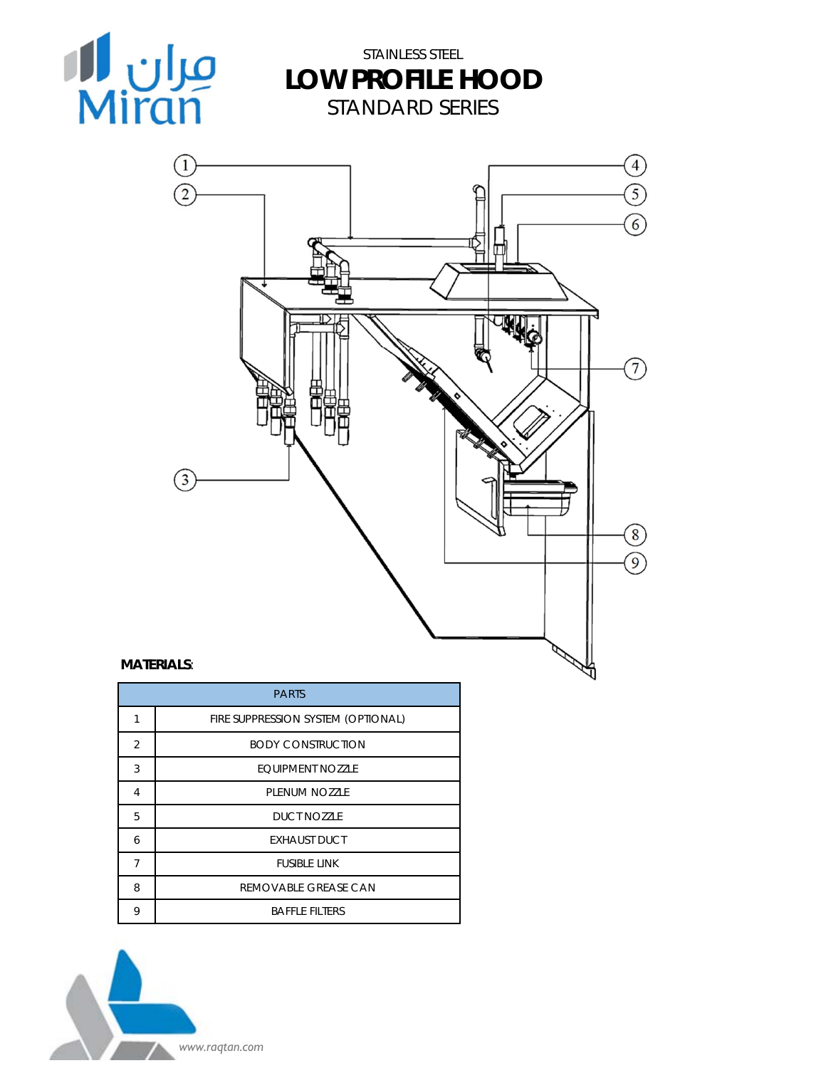STAINLESS STEEL

# LOW PROFILE HOOD

STANDARD SERIES

**MATERIALS**:

| | PARTS |
|---|---|
| 1 | FIRE SUPPRESSION SYSTEM (OPTIONAL) |
| 2 | BODY CONSTRUCTION |
| 3 | EQUIPMENT NOZZLE |
| 4 | PLENUM NOZZLE |
| 5 | DUCT NOZZLE |
| 6 | EXHAUST DUCT |
| 7 | FUSIBLE LINK |
| 8 | REMOVABLE GREASE CAN |
| 9 | BAFFLE FILTERS |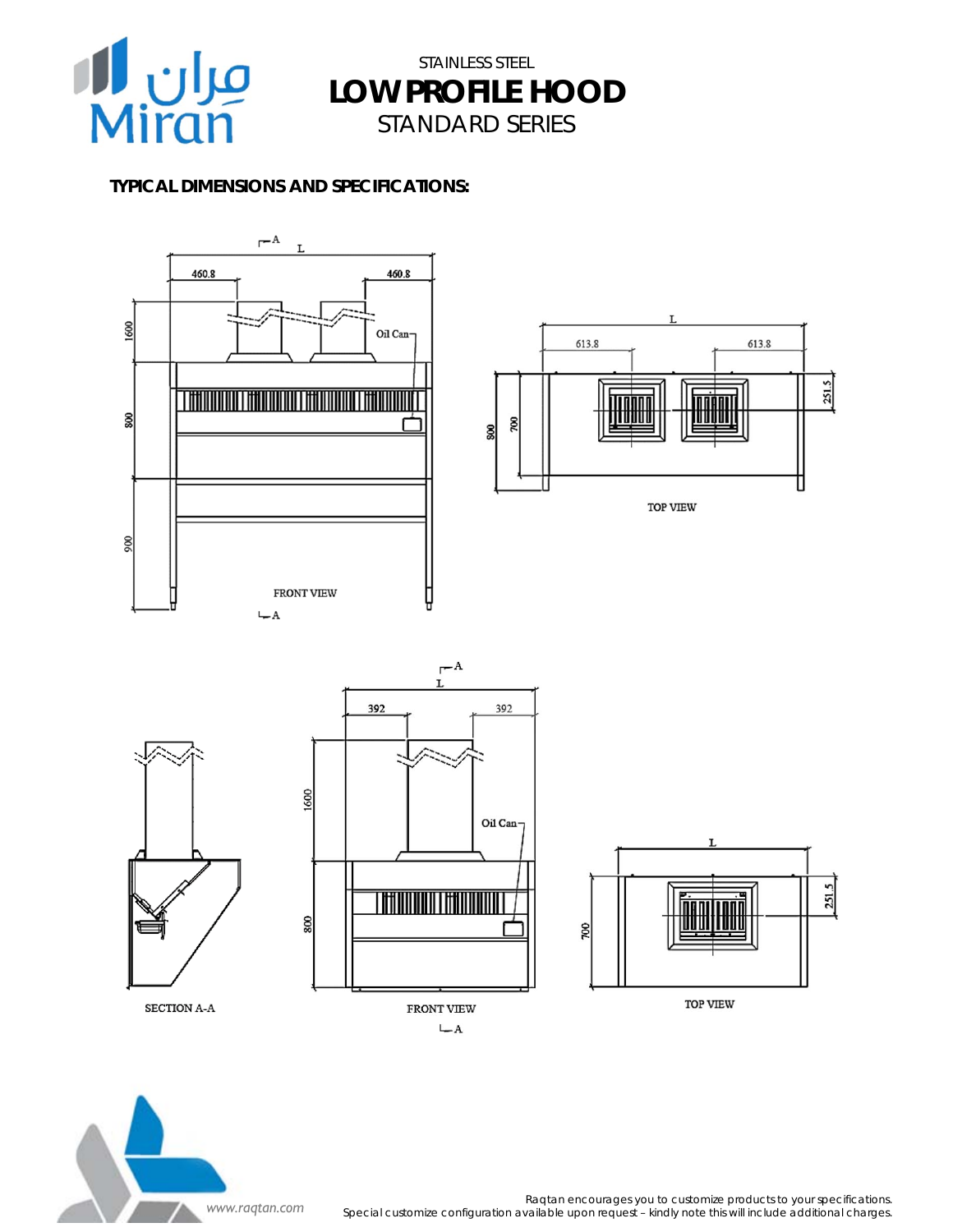# STAINLESS STEEL
# LOW PROFILE HOOD
## STANDARD SERIES

**TYPICAL DIMENSIONS AND SPECIFICATIONS:**

A
L
460.8
460.8
1600
Oil Can
800
900
FRONT VIEW
A

L
613.8
613.8
251.5
800
700
TOP VIEW

SECTION A-A

A
L
392
392
1600
Oil Can
800
FRONT VIEW
A

L
251.5
700
TOP VIEW

Raqtan encourages you to customize products to your specifications.
Special customize configuration available upon request – kindly note this will include additional charges.